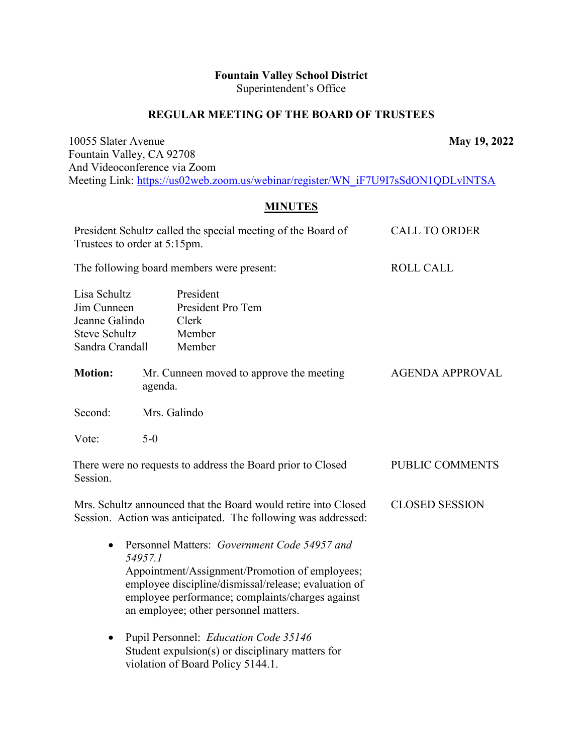**Fountain Valley School District**
Superintendent's Office

## REGULAR MEETING OF THE BOARD OF TRUSTEES

10055 Slater Avenue
Fountain Valley, CA 92708
And Videoconference via Zoom
Meeting Link: https://us02web.zoom.us/webinar/register/WN_iF7U9I7sSdON1QDLvlNTSA

**May 19, 2022**

## MINUTES

**CALL TO ORDER**

President Schultz called the special meeting of the Board of Trustees to order at 5:15pm.

**ROLL CALL**

The following board members were present:

| | |
|---|---|
| Lisa Schultz | President |
| Jim Cunneen | President Pro Tem |
| Jeanne Galindo | Clerk |
| Steve Schultz | Member |
| Sandra Crandall | Member |

**AGENDA APPROVAL**

**Motion:** Mr. Cunneen moved to approve the meeting agenda.

Second: Mrs. Galindo

Vote: 5-0

**PUBLIC COMMENTS**

There were no requests to address the Board prior to Closed Session.

**CLOSED SESSION**

Mrs. Schultz announced that the Board would retire into Closed Session. Action was anticipated. The following was addressed:

- Personnel Matters: *Government Code 54957 and 54957.1*
  Appointment/Assignment/Promotion of employees; employee discipline/dismissal/release; evaluation of employee performance; complaints/charges against an employee; other personnel matters.

- Pupil Personnel: *Education Code 35146*
  Student expulsion(s) or disciplinary matters for violation of Board Policy 5144.1.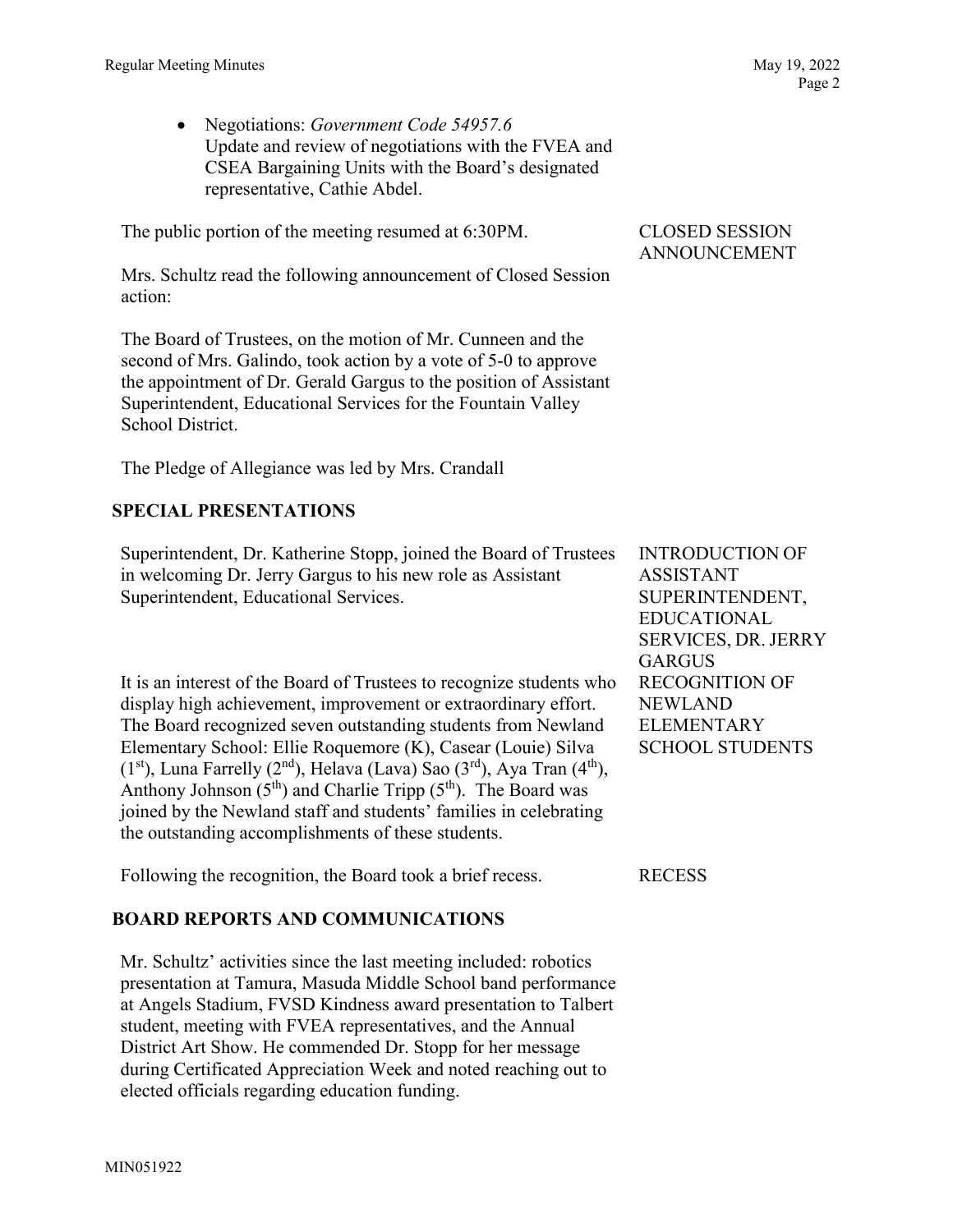- Negotiations: *Government Code 54957.6*
  Update and review of negotiations with the FVEA and CSEA Bargaining Units with the Board's designated representative, Cathie Abdel.

**CLOSED SESSION ANNOUNCEMENT**

The public portion of the meeting resumed at 6:30PM.

Mrs. Schultz read the following announcement of Closed Session action:

The Board of Trustees, on the motion of Mr. Cunneen and the second of Mrs. Galindo, took action by a vote of 5-0 to approve the appointment of Dr. Gerald Gargus to the position of Assistant Superintendent, Educational Services for the Fountain Valley School District.

The Pledge of Allegiance was led by Mrs. Crandall

## SPECIAL PRESENTATIONS

**INTRODUCTION OF ASSISTANT SUPERINTENDENT, EDUCATIONAL SERVICES, DR. JERRY GARGUS**

Superintendent, Dr. Katherine Stopp, joined the Board of Trustees in welcoming Dr. Jerry Gargus to his new role as Assistant Superintendent, Educational Services.

**RECOGNITION OF NEWLAND ELEMENTARY SCHOOL STUDENTS**

It is an interest of the Board of Trustees to recognize students who display high achievement, improvement or extraordinary effort. The Board recognized seven outstanding students from Newland Elementary School: Ellie Roquemore (K), Casear (Louie) Silva (1st), Luna Farrelly (2nd), Helava (Lava) Sao (3rd), Aya Tran (4th), Anthony Johnson (5th) and Charlie Tripp (5th). The Board was joined by the Newland staff and students' families in celebrating the outstanding accomplishments of these students.

**RECESS**

Following the recognition, the Board took a brief recess.

## BOARD REPORTS AND COMMUNICATIONS

Mr. Schultz' activities since the last meeting included: robotics presentation at Tamura, Masuda Middle School band performance at Angels Stadium, FVSD Kindness award presentation to Talbert student, meeting with FVEA representatives, and the Annual District Art Show. He commended Dr. Stopp for her message during Certificated Appreciation Week and noted reaching out to elected officials regarding education funding.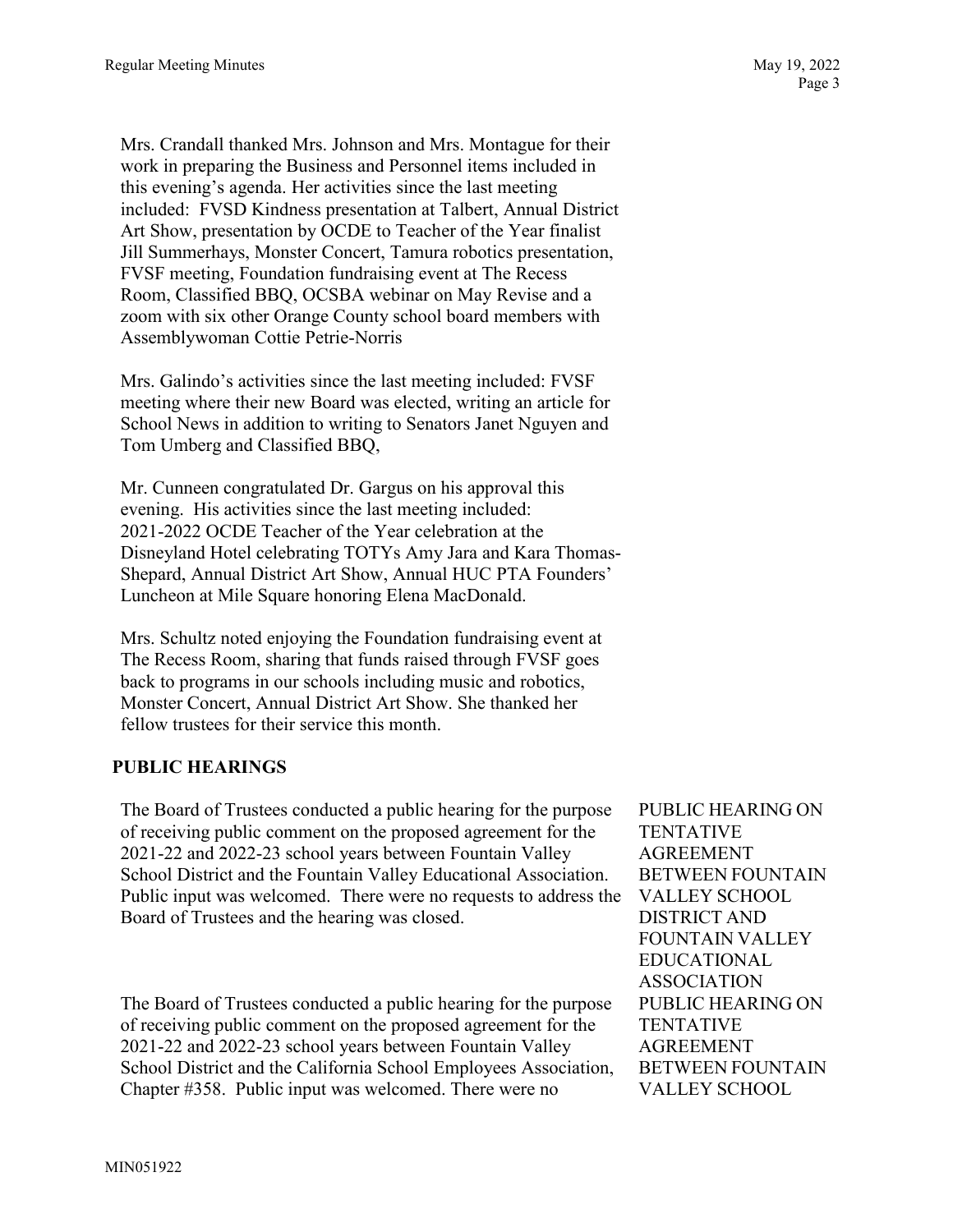Mrs. Crandall thanked Mrs. Johnson and Mrs. Montague for their work in preparing the Business and Personnel items included in this evening's agenda. Her activities since the last meeting included: FVSD Kindness presentation at Talbert, Annual District Art Show, presentation by OCDE to Teacher of the Year finalist Jill Summerhays, Monster Concert, Tamura robotics presentation, FVSF meeting, Foundation fundraising event at The Recess Room, Classified BBQ, OCSBA webinar on May Revise and a zoom with six other Orange County school board members with Assemblywoman Cottie Petrie-Norris

Mrs. Galindo's activities since the last meeting included: FVSF meeting where their new Board was elected, writing an article for School News in addition to writing to Senators Janet Nguyen and Tom Umberg and Classified BBQ,

Mr. Cunneen congratulated Dr. Gargus on his approval this evening. His activities since the last meeting included: 2021-2022 OCDE Teacher of the Year celebration at the Disneyland Hotel celebrating TOTYs Amy Jara and Kara Thomas-Shepard, Annual District Art Show, Annual HUC PTA Founders' Luncheon at Mile Square honoring Elena MacDonald.

Mrs. Schultz noted enjoying the Foundation fundraising event at The Recess Room, sharing that funds raised through FVSF goes back to programs in our schools including music and robotics, Monster Concert, Annual District Art Show. She thanked her fellow trustees for their service this month.

## PUBLIC HEARINGS

PUBLIC HEARING ON TENTATIVE AGREEMENT BETWEEN FOUNTAIN VALLEY SCHOOL DISTRICT AND FOUNTAIN VALLEY EDUCATIONAL ASSOCIATION

The Board of Trustees conducted a public hearing for the purpose of receiving public comment on the proposed agreement for the 2021-22 and 2022-23 school years between Fountain Valley School District and the Fountain Valley Educational Association. Public input was welcomed. There were no requests to address the Board of Trustees and the hearing was closed.

PUBLIC HEARING ON TENTATIVE AGREEMENT BETWEEN FOUNTAIN VALLEY SCHOOL

The Board of Trustees conducted a public hearing for the purpose of receiving public comment on the proposed agreement for the 2021-22 and 2022-23 school years between Fountain Valley School District and the California School Employees Association, Chapter #358. Public input was welcomed. There were no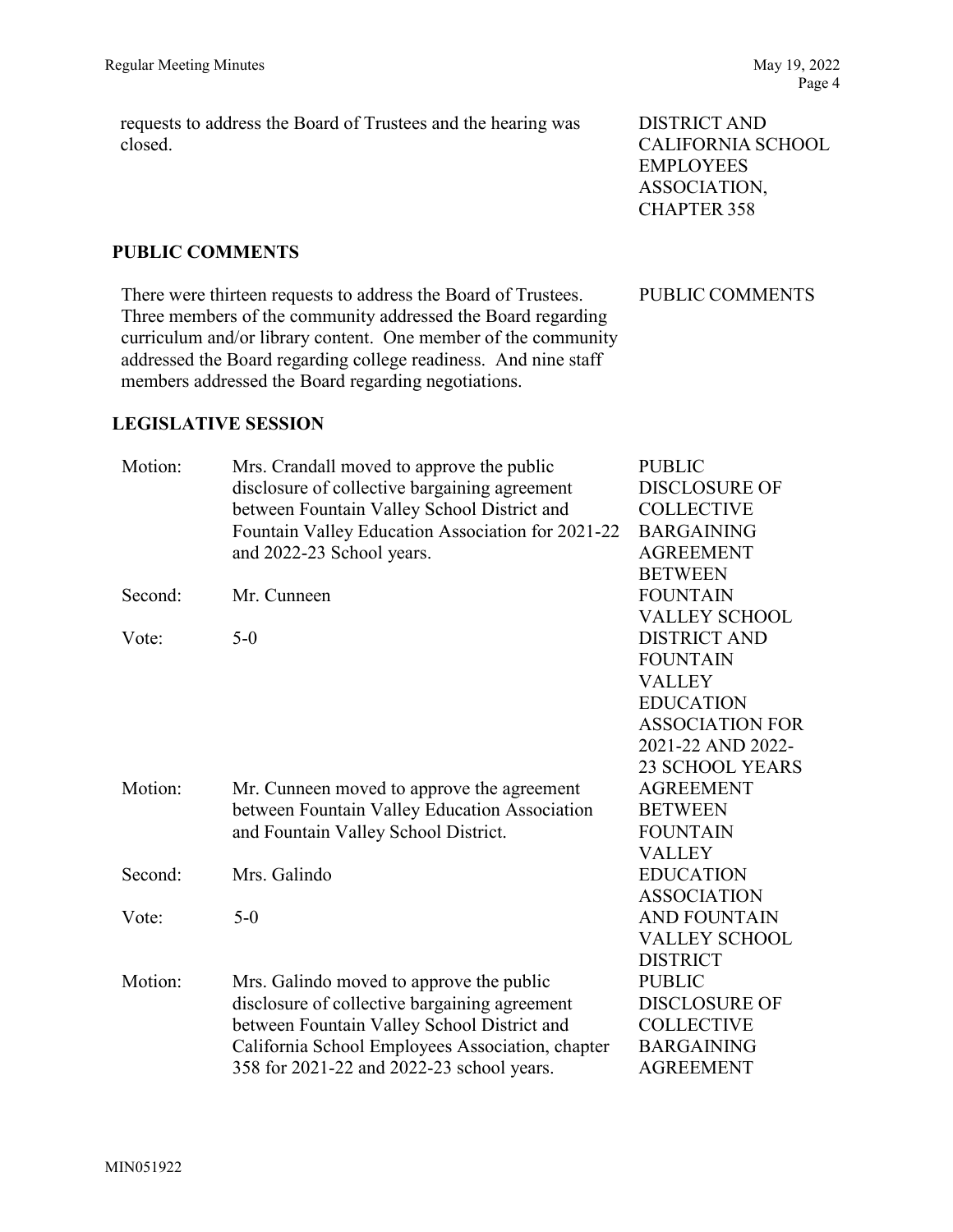requests to address the Board of Trustees and the hearing was closed.

DISTRICT AND CALIFORNIA SCHOOL EMPLOYEES ASSOCIATION, CHAPTER 358

## PUBLIC COMMENTS

There were thirteen requests to address the Board of Trustees. Three members of the community addressed the Board regarding curriculum and/or library content. One member of the community addressed the Board regarding college readiness. And nine staff members addressed the Board regarding negotiations.

PUBLIC COMMENTS

## LEGISLATIVE SESSION

| | | |
|---|---|---|
| Motion: | Mrs. Crandall moved to approve the public disclosure of collective bargaining agreement between Fountain Valley School District and Fountain Valley Education Association for 2021-22 and 2022-23 School years. | PUBLIC DISCLOSURE OF COLLECTIVE BARGAINING AGREEMENT BETWEEN FOUNTAIN VALLEY SCHOOL DISTRICT AND FOUNTAIN VALLEY EDUCATION ASSOCIATION FOR 2021-22 AND 2022-23 SCHOOL YEARS |
| Second: | Mr. Cunneen | |
| Vote: | 5-0 | |
| Motion: | Mr. Cunneen moved to approve the agreement between Fountain Valley Education Association and Fountain Valley School District. | AGREEMENT BETWEEN FOUNTAIN VALLEY EDUCATION ASSOCIATION AND FOUNTAIN VALLEY SCHOOL DISTRICT |
| Second: | Mrs. Galindo | |
| Vote: | 5-0 | |
| Motion: | Mrs. Galindo moved to approve the public disclosure of collective bargaining agreement between Fountain Valley School District and California School Employees Association, chapter 358 for 2021-22 and 2022-23 school years. | PUBLIC DISCLOSURE OF COLLECTIVE BARGAINING AGREEMENT |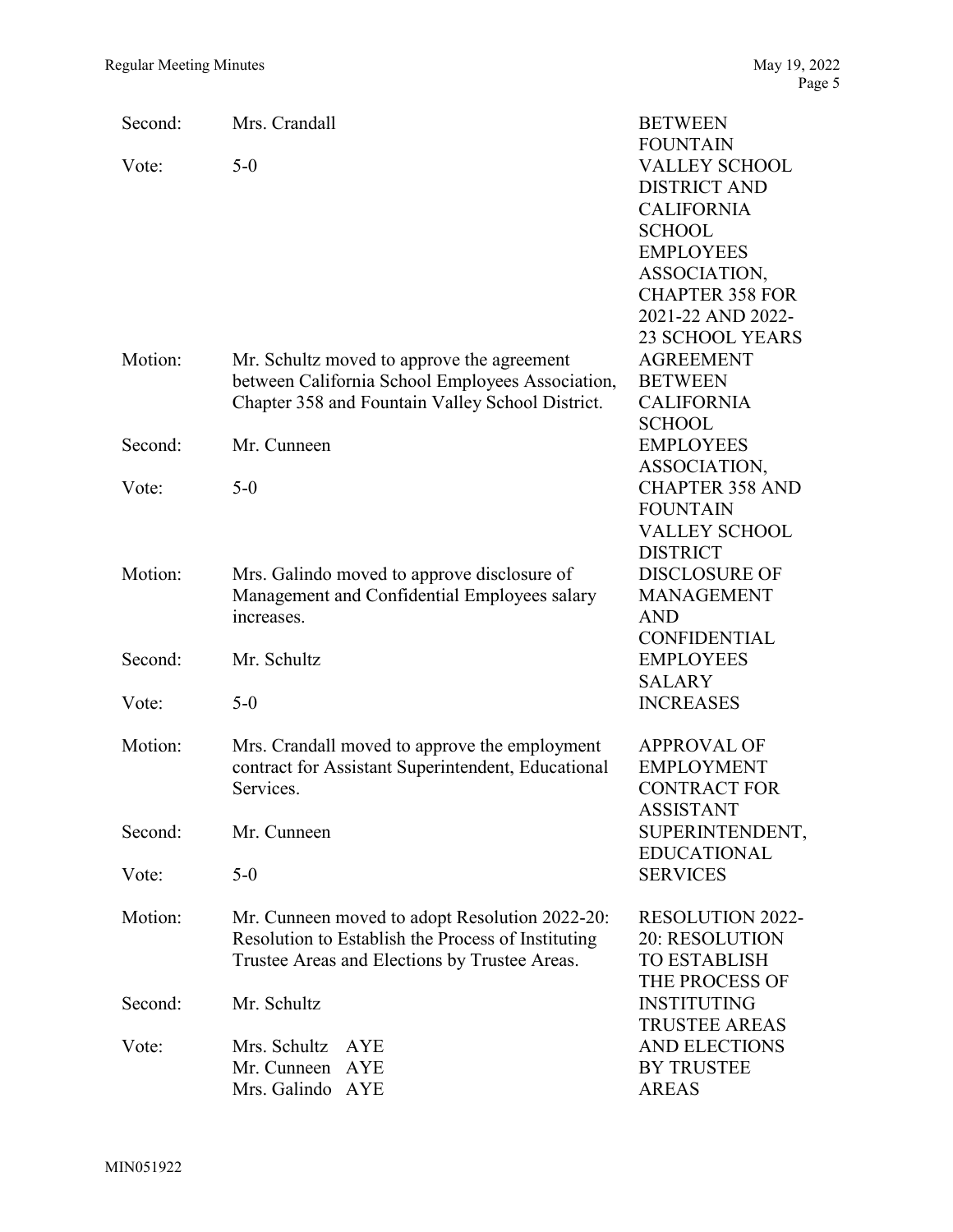| | | |
|---|---|---|
| Second: | Mrs. Crandall | BETWEEN FOUNTAIN VALLEY SCHOOL DISTRICT AND CALIFORNIA SCHOOL EMPLOYEES ASSOCIATION, CHAPTER 358 FOR 2021-22 AND 2022-23 SCHOOL YEARS |
| Vote: | 5-0 | |
| Motion: | Mr. Schultz moved to approve the agreement between California School Employees Association, Chapter 358 and Fountain Valley School District. | AGREEMENT BETWEEN CALIFORNIA SCHOOL EMPLOYEES ASSOCIATION, CHAPTER 358 AND FOUNTAIN VALLEY SCHOOL DISTRICT |
| Second: | Mr. Cunneen | |
| Vote: | 5-0 | |
| Motion: | Mrs. Galindo moved to approve disclosure of Management and Confidential Employees salary increases. | DISCLOSURE OF MANAGEMENT AND CONFIDENTIAL EMPLOYEES SALARY INCREASES |
| Second: | Mr. Schultz | |
| Vote: | 5-0 | |
| Motion: | Mrs. Crandall moved to approve the employment contract for Assistant Superintendent, Educational Services. | APPROVAL OF EMPLOYMENT CONTRACT FOR ASSISTANT SUPERINTENDENT, EDUCATIONAL SERVICES |
| Second: | Mr. Cunneen | |
| Vote: | 5-0 | |
| Motion: | Mr. Cunneen moved to adopt Resolution 2022-20: Resolution to Establish the Process of Instituting Trustee Areas and Elections by Trustee Areas. | RESOLUTION 2022-20: RESOLUTION TO ESTABLISH THE PROCESS OF INSTITUTING TRUSTEE AREAS AND ELECTIONS BY TRUSTEE AREAS |
| Second: | Mr. Schultz | |
| Vote: | Mrs. Schultz AYE<br>Mr. Cunneen AYE<br>Mrs. Galindo AYE | |

MIN051922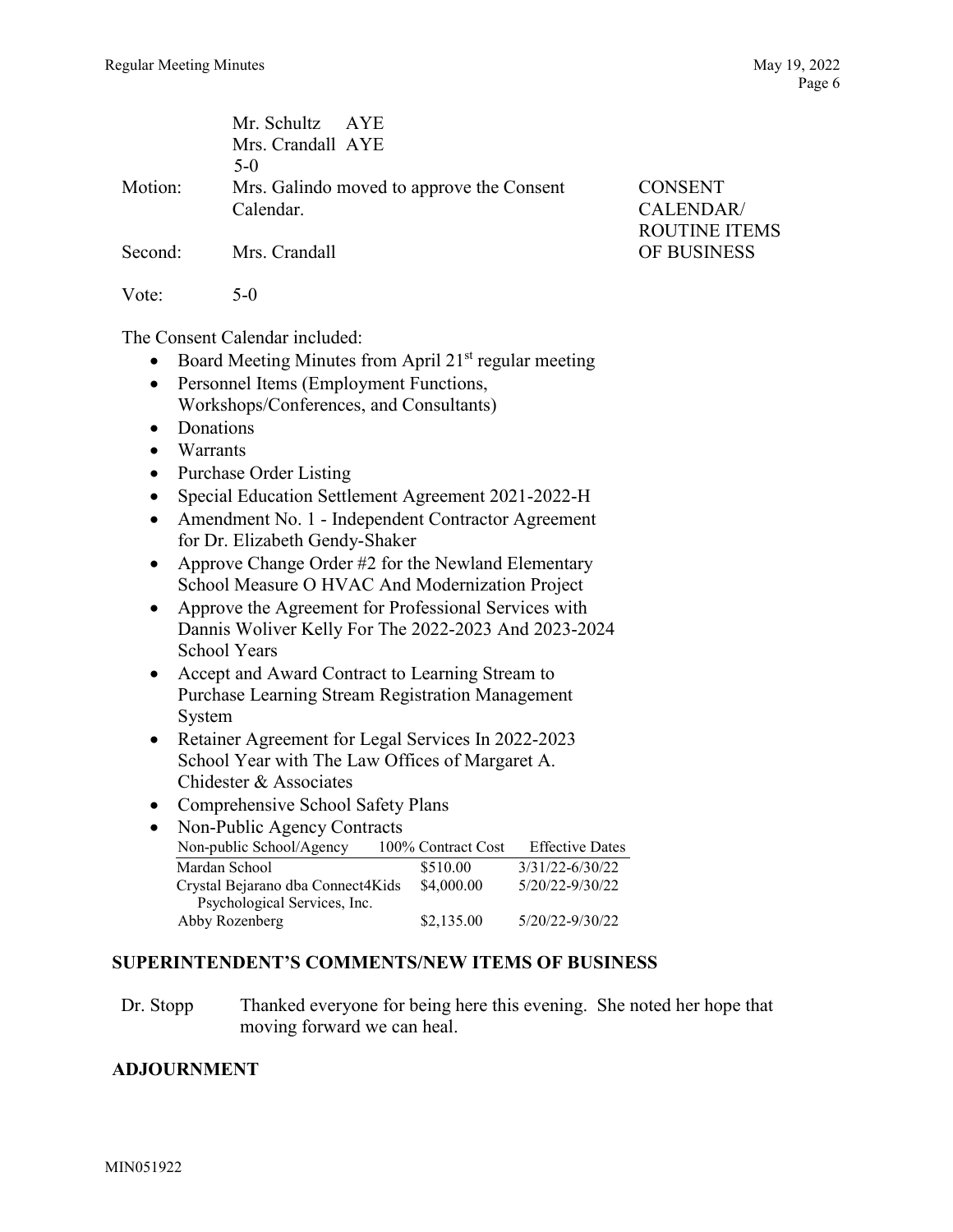Mr. Schultz AYE
Mrs. Crandall AYE
5-0

Motion: Mrs. Galindo moved to approve the Consent Calendar.

**CONSENT CALENDAR/ ROUTINE ITEMS OF BUSINESS**

Second: Mrs. Crandall

Vote: 5-0

The Consent Calendar included:

- Board Meeting Minutes from April 21st regular meeting
- Personnel Items (Employment Functions, Workshops/Conferences, and Consultants)
- Donations
- Warrants
- Purchase Order Listing
- Special Education Settlement Agreement 2021-2022-H
- Amendment No. 1 - Independent Contractor Agreement for Dr. Elizabeth Gendy-Shaker
- Approve Change Order #2 for the Newland Elementary School Measure O HVAC And Modernization Project
- Approve the Agreement for Professional Services with Dannis Woliver Kelly For The 2022-2023 And 2023-2024 School Years
- Accept and Award Contract to Learning Stream to Purchase Learning Stream Registration Management System
- Retainer Agreement for Legal Services In 2022-2023 School Year with The Law Offices of Margaret A. Chidester & Associates
- Comprehensive School Safety Plans
- Non-Public Agency Contracts

| Non-public School/Agency | 100% Contract Cost | Effective Dates |
|---|---|---|
| Mardan School | $510.00 | 3/31/22-6/30/22 |
| Crystal Bejarano dba Connect4Kids Psychological Services, Inc. | $4,000.00 | 5/20/22-9/30/22 |
| Abby Rozenberg | $2,135.00 | 5/20/22-9/30/22 |

## SUPERINTENDENT'S COMMENTS/NEW ITEMS OF BUSINESS

Dr. Stopp Thanked everyone for being here this evening. She noted her hope that moving forward we can heal.

## ADJOURNMENT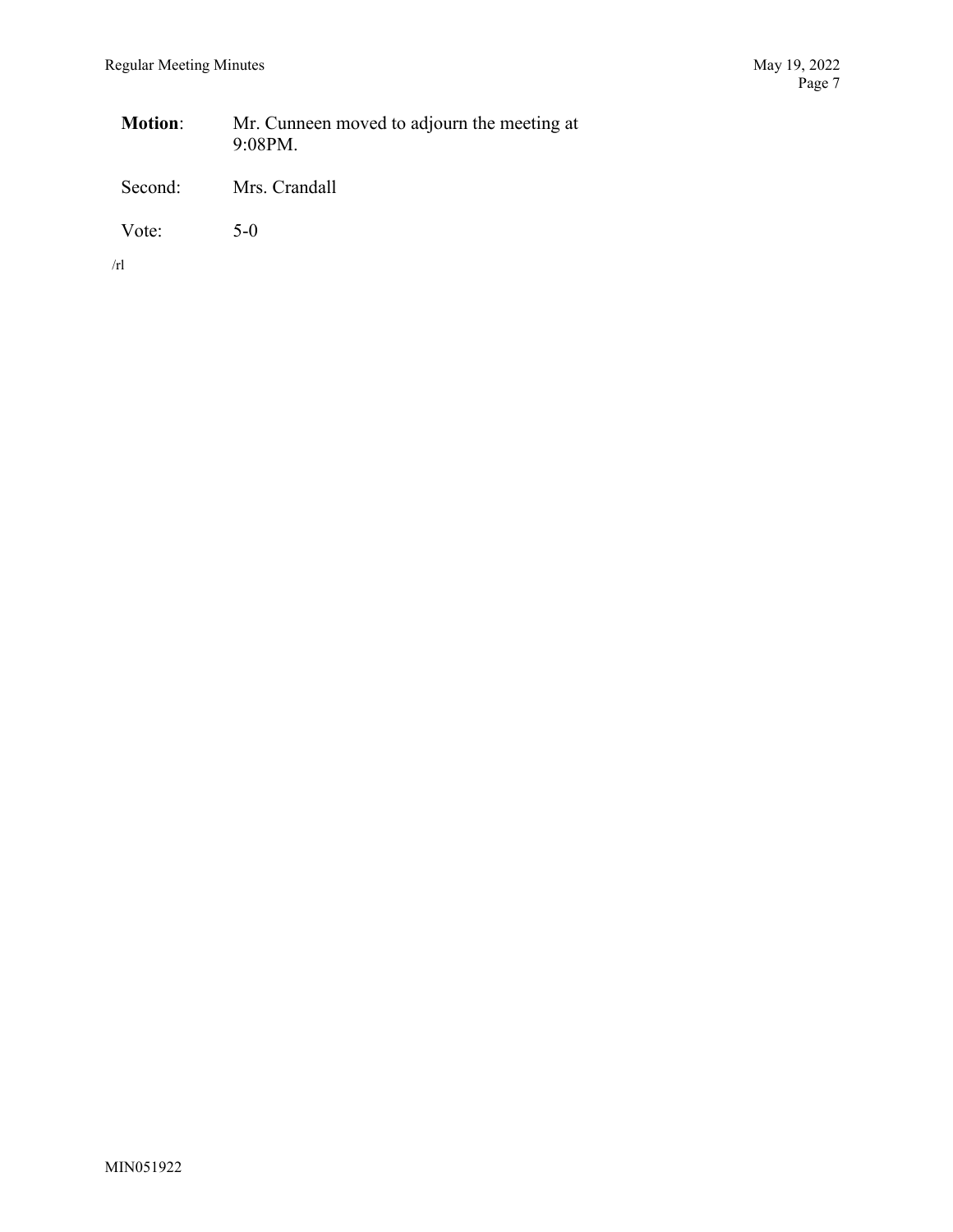**Motion**: Mr. Cunneen moved to adjourn the meeting at 9:08PM.

Second: Mrs. Crandall

Vote: 5-0

/rl

MIN051922